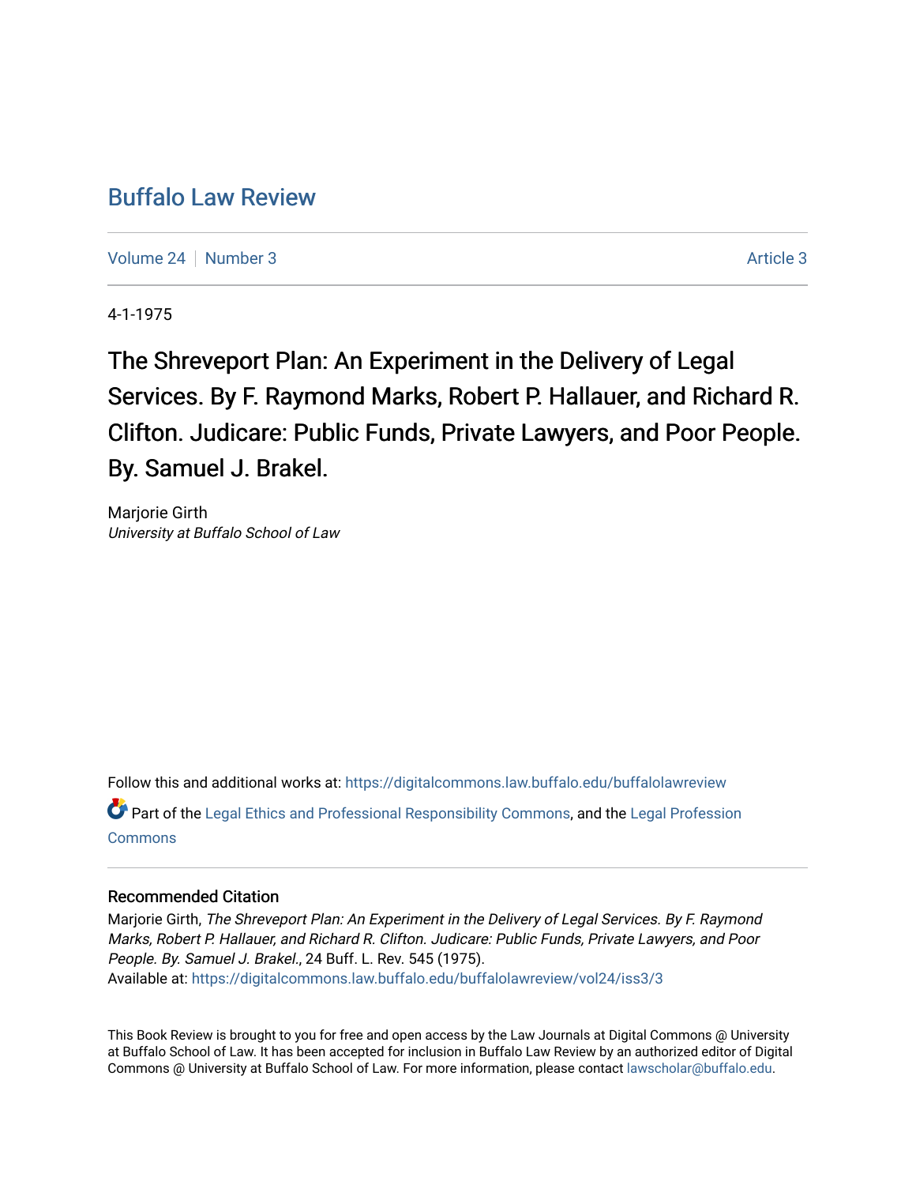# Buffalo Law Review

Volume 24 | Number 3 Article 3

4-1-1975

## The Shreveport Plan: An Experiment in the Delivery of Legal Services. By F. Raymond Marks, Robert P. Hallauer, and Richard R. Clifton. Judicare: Public Funds, Private Lawyers, and Poor People. By. Samuel J. Brakel.

Marjorie Girth
*University at Buffalo School of Law*

Follow this and additional works at: https://digitalcommons.law.buffalo.edu/buffalolawreview

Part of the Legal Ethics and Professional Responsibility Commons, and the Legal Profession Commons

### Recommended Citation

Marjorie Girth, *The Shreveport Plan: An Experiment in the Delivery of Legal Services. By F. Raymond Marks, Robert P. Hallauer, and Richard R. Clifton. Judicare: Public Funds, Private Lawyers, and Poor People. By. Samuel J. Brakel.*, 24 Buff. L. Rev. 545 (1975).
Available at: https://digitalcommons.law.buffalo.edu/buffalolawreview/vol24/iss3/3

This Book Review is brought to you for free and open access by the Law Journals at Digital Commons @ University at Buffalo School of Law. It has been accepted for inclusion in Buffalo Law Review by an authorized editor of Digital Commons @ University at Buffalo School of Law. For more information, please contact lawscholar@buffalo.edu.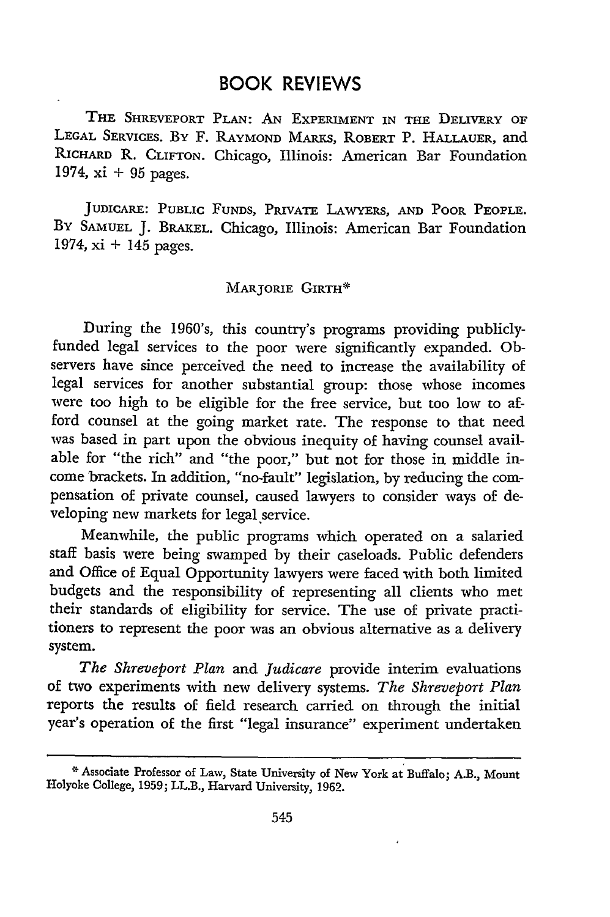# BOOK REVIEWS

THE SHREVEPORT PLAN: AN EXPERIMENT IN THE DELIVERY OF LEGAL SERVICES. BY F. RAYMOND MARKS, ROBERT P. HALLAUER, and RICHARD R. CLIFTON. Chicago, Illinois: American Bar Foundation 1974, xi + 95 pages.

JUDICARE: PUBLIC FUNDS, PRIVATE LAWYERS, AND POOR PEOPLE. BY SAMUEL J. BRAKEL. Chicago, Illinois: American Bar Foundation 1974, xi + 145 pages.

MARJORIE GIRTH*

During the 1960's, this country's programs providing publicly-funded legal services to the poor were significantly expanded. Observers have since perceived the need to increase the availability of legal services for another substantial group: those whose incomes were too high to be eligible for the free service, but too low to afford counsel at the going market rate. The response to that need was based in part upon the obvious inequity of having counsel available for "the rich" and "the poor," but not for those in middle income brackets. In addition, "no-fault" legislation, by reducing the compensation of private counsel, caused lawyers to consider ways of developing new markets for legal service.

Meanwhile, the public programs which operated on a salaried staff basis were being swamped by their caseloads. Public defenders and Office of Equal Opportunity lawyers were faced with both limited budgets and the responsibility of representing all clients who met their standards of eligibility for service. The use of private practitioners to represent the poor was an obvious alternative as a delivery system.

*The Shreveport Plan* and *Judicare* provide interim evaluations of two experiments with new delivery systems. *The Shreveport Plan* reports the results of field research carried on through the initial year's operation of the first "legal insurance" experiment undertaken

---

\* Associate Professor of Law, State University of New York at Buffalo; A.B., Mount Holyoke College, 1959; LL.B., Harvard University, 1962.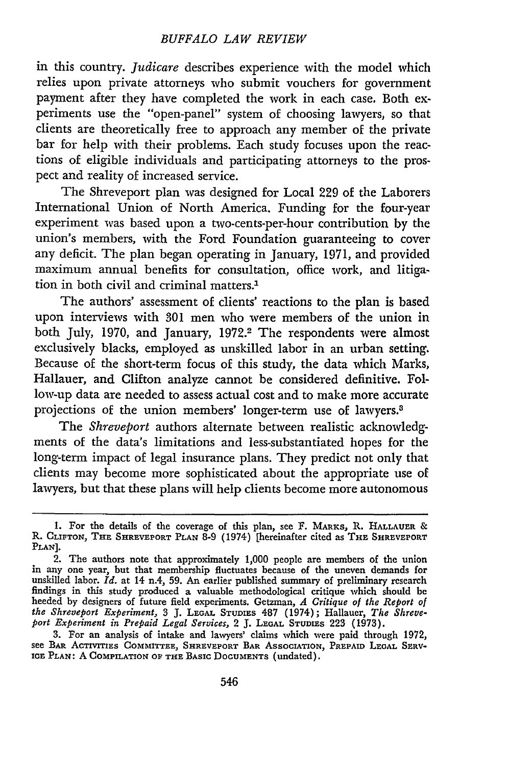in this country. *Judicare* describes experience with the model which relies upon private attorneys who submit vouchers for government payment after they have completed the work in each case. Both experiments use the "open-panel" system of choosing lawyers, so that clients are theoretically free to approach any member of the private bar for help with their problems. Each study focuses upon the reactions of eligible individuals and participating attorneys to the prospect and reality of increased service.

The Shreveport plan was designed for Local 229 of the Laborers International Union of North America. Funding for the four-year experiment was based upon a two-cents-per-hour contribution by the union's members, with the Ford Foundation guaranteeing to cover any deficit. The plan began operating in January, 1971, and provided maximum annual benefits for consultation, office work, and litigation in both civil and criminal matters.[1]

The authors' assessment of clients' reactions to the plan is based upon interviews with 301 men who were members of the union in both July, 1970, and January, 1972.[2] The respondents were almost exclusively blacks, employed as unskilled labor in an urban setting. Because of the short-term focus of this study, the data which Marks, Hallauer, and Clifton analyze cannot be considered definitive. Follow-up data are needed to assess actual cost and to make more accurate projections of the union members' longer-term use of lawyers.[3]

The *Shreveport* authors alternate between realistic acknowledgments of the data's limitations and less-substantiated hopes for the long-term impact of legal insurance plans. They predict not only that clients may become more sophisticated about the appropriate use of lawyers, but that these plans will help clients become more autonomous

---

1. For the details of the coverage of this plan, see F. MARKS, R. HALLAUER & R. CLIFTON, THE SHREVEPORT PLAN 8-9 (1974) [hereinafter cited as THE SHREVEPORT PLAN].

2. The authors note that approximately 1,000 people are members of the union in any one year, but that membership fluctuates because of the uneven demands for unskilled labor. *Id.* at 14 n.4, 59. An earlier published summary of preliminary research findings in this study produced a valuable methodological critique which should be heeded by designers of future field experiments. Getzman, *A Critique of the Report of the Shreveport Experiment*, 3 J. LEGAL STUDIES 487 (1974); Hallauer, *The Shreveport Experiment in Prepaid Legal Services*, 2 J. LEGAL STUDIES 223 (1973).

3. For an analysis of intake and lawyers' claims which were paid through 1972, see BAR ACTIVITIES COMMITTEE, SHREVEPORT BAR ASSOCIATION, PREPAID LEGAL SERVICE PLAN: A COMPILATION OF THE BASIC DOCUMENTS (undated).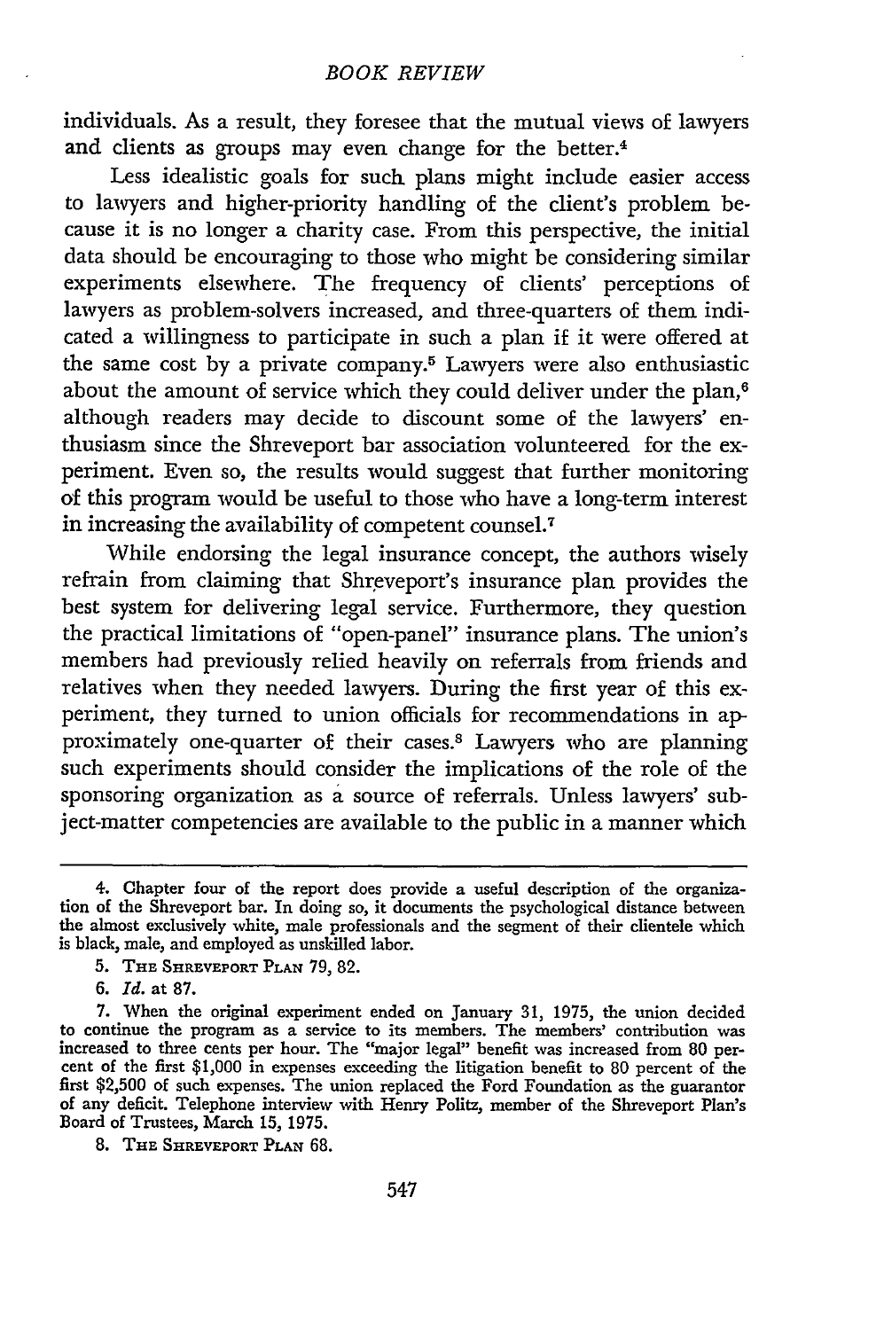individuals. As a result, they foresee that the mutual views of lawyers and clients as groups may even change for the better.[4]

Less idealistic goals for such plans might include easier access to lawyers and higher-priority handling of the client's problem because it is no longer a charity case. From this perspective, the initial data should be encouraging to those who might be considering similar experiments elsewhere. The frequency of clients' perceptions of lawyers as problem-solvers increased, and three-quarters of them indicated a willingness to participate in such a plan if it were offered at the same cost by a private company.[5] Lawyers were also enthusiastic about the amount of service which they could deliver under the plan,[6] although readers may decide to discount some of the lawyers' enthusiasm since the Shreveport bar association volunteered for the experiment. Even so, the results would suggest that further monitoring of this program would be useful to those who have a long-term interest in increasing the availability of competent counsel.[7]

While endorsing the legal insurance concept, the authors wisely refrain from claiming that Shreveport's insurance plan provides the best system for delivering legal service. Furthermore, they question the practical limitations of "open-panel" insurance plans. The union's members had previously relied heavily on referrals from friends and relatives when they needed lawyers. During the first year of this experiment, they turned to union officials for recommendations in approximately one-quarter of their cases.[8] Lawyers who are planning such experiments should consider the implications of the role of the sponsoring organization as a source of referrals. Unless lawyers' subject-matter competencies are available to the public in a manner which

---

4. Chapter four of the report does provide a useful description of the organization of the Shreveport bar. In doing so, it documents the psychological distance between the almost exclusively white, male professionals and the segment of their clientele which is black, male, and employed as unskilled labor.

5. THE SHREVEPORT PLAN 79, 82.

6. *Id.* at 87.

7. When the original experiment ended on January 31, 1975, the union decided to continue the program as a service to its members. The members' contribution was increased to three cents per hour. The "major legal" benefit was increased from 80 percent of the first $1,000 in expenses exceeding the litigation benefit to 80 percent of the first $2,500 of such expenses. The union replaced the Ford Foundation as the guarantor of any deficit. Telephone interview with Henry Politz, member of the Shreveport Plan's Board of Trustees, March 15, 1975.

8. THE SHREVEPORT PLAN 68.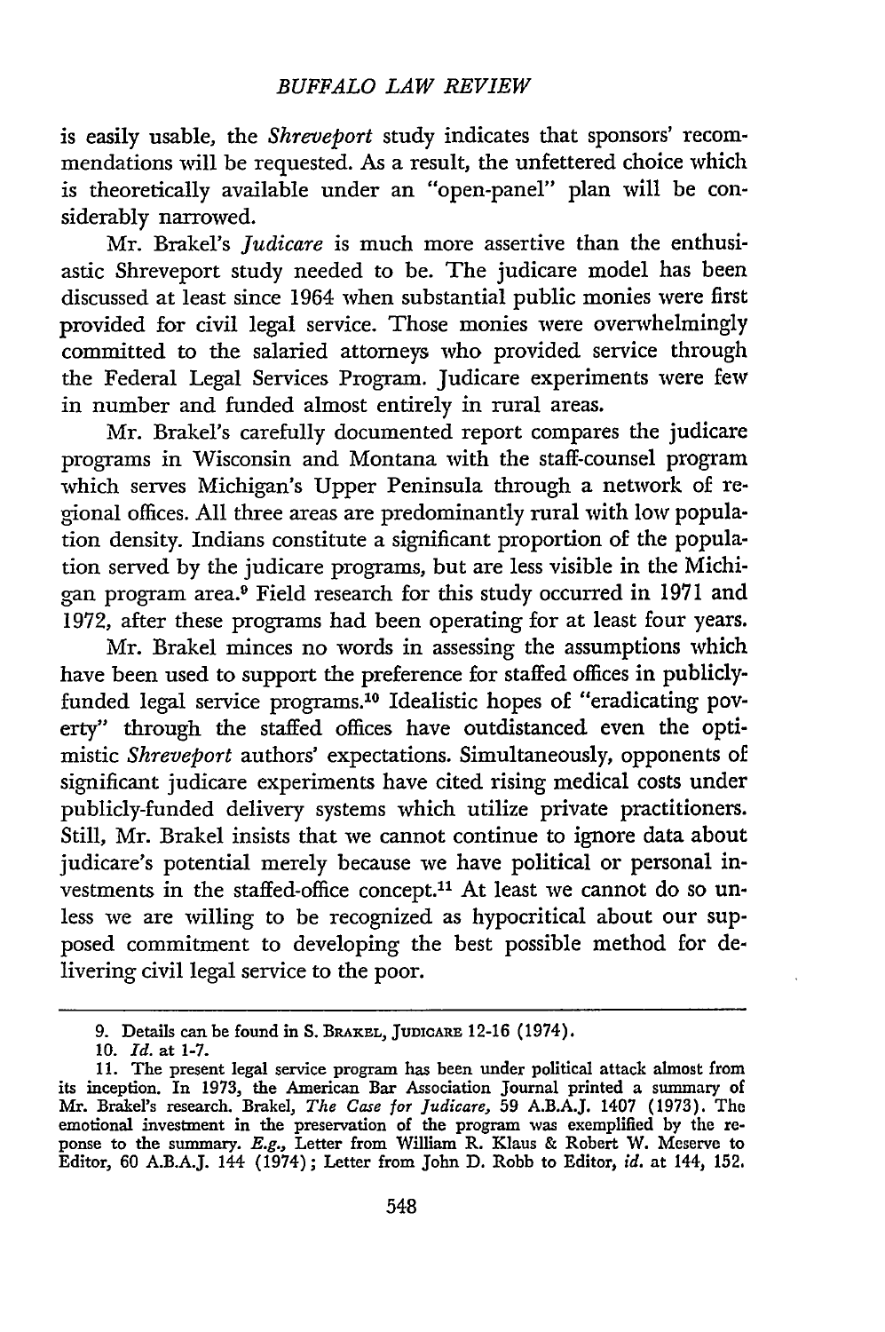is easily usable, the *Shreveport* study indicates that sponsors' recommendations will be requested. As a result, the unfettered choice which is theoretically available under an "open-panel" plan will be considerably narrowed.

Mr. Brakel's *Judicare* is much more assertive than the enthusiastic Shreveport study needed to be. The judicare model has been discussed at least since 1964 when substantial public monies were first provided for civil legal service. Those monies were overwhelmingly committed to the salaried attorneys who provided service through the Federal Legal Services Program. Judicare experiments were few in number and funded almost entirely in rural areas.

Mr. Brakel's carefully documented report compares the judicare programs in Wisconsin and Montana with the staff-counsel program which serves Michigan's Upper Peninsula through a network of regional offices. All three areas are predominantly rural with low population density. Indians constitute a significant proportion of the population served by the judicare programs, but are less visible in the Michigan program area.[9] Field research for this study occurred in 1971 and 1972, after these programs had been operating for at least four years.

Mr. Brakel minces no words in assessing the assumptions which have been used to support the preference for staffed offices in publicly-funded legal service programs.[10] Idealistic hopes of "eradicating poverty" through the staffed offices have outdistanced even the optimistic *Shreveport* authors' expectations. Simultaneously, opponents of significant judicare experiments have cited rising medical costs under publicly-funded delivery systems which utilize private practitioners. Still, Mr. Brakel insists that we cannot continue to ignore data about judicare's potential merely because we have political or personal investments in the staffed-office concept.[11] At least we cannot do so unless we are willing to be recognized as hypocritical about our supposed commitment to developing the best possible method for delivering civil legal service to the poor.

---

9. Details can be found in S. BRAKEL, JUDICARE 12-16 (1974).

10. *Id.* at 1-7.

11. The present legal service program has been under political attack almost from its inception. In 1973, the American Bar Association Journal printed a summary of Mr. Brakel's research. Brakel, *The Case for Judicare,* 59 A.B.A.J. 1407 (1973). The emotional investment in the preservation of the program was exemplified by the reponse to the summary. *E.g.,* Letter from William R. Klaus & Robert W. Meserve to Editor, 60 A.B.A.J. 144 (1974); Letter from John D. Robb to Editor, *id.* at 144, 152.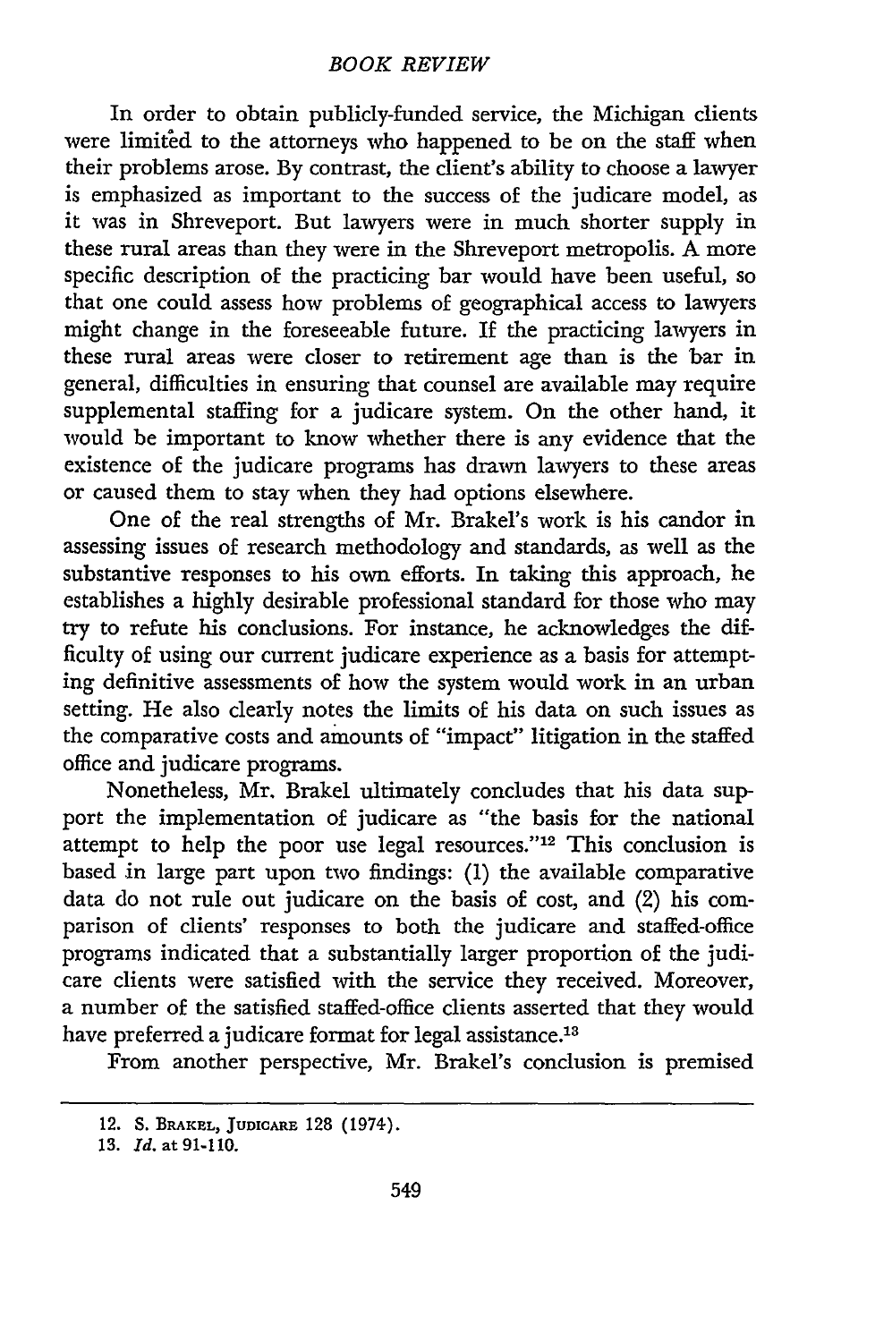In order to obtain publicly-funded service, the Michigan clients were limited to the attorneys who happened to be on the staff when their problems arose. By contrast, the client's ability to choose a lawyer is emphasized as important to the success of the judicare model, as it was in Shreveport. But lawyers were in much shorter supply in these rural areas than they were in the Shreveport metropolis. A more specific description of the practicing bar would have been useful, so that one could assess how problems of geographical access to lawyers might change in the foreseeable future. If the practicing lawyers in these rural areas were closer to retirement age than is the bar in general, difficulties in ensuring that counsel are available may require supplemental staffing for a judicare system. On the other hand, it would be important to know whether there is any evidence that the existence of the judicare programs has drawn lawyers to these areas or caused them to stay when they had options elsewhere.

One of the real strengths of Mr. Brakel's work is his candor in assessing issues of research methodology and standards, as well as the substantive responses to his own efforts. In taking this approach, he establishes a highly desirable professional standard for those who may try to refute his conclusions. For instance, he acknowledges the difficulty of using our current judicare experience as a basis for attempting definitive assessments of how the system would work in an urban setting. He also clearly notes the limits of his data on such issues as the comparative costs and amounts of "impact" litigation in the staffed office and judicare programs.

Nonetheless, Mr. Brakel ultimately concludes that his data support the implementation of judicare as "the basis for the national attempt to help the poor use legal resources."[12] This conclusion is based in large part upon two findings: (1) the available comparative data do not rule out judicare on the basis of cost, and (2) his comparison of clients' responses to both the judicare and staffed-office programs indicated that a substantially larger proportion of the judicare clients were satisfied with the service they received. Moreover, a number of the satisfied staffed-office clients asserted that they would have preferred a judicare format for legal assistance.[13]

From another perspective, Mr. Brakel's conclusion is premised

---

12. S. Brakel, Judicare 128 (1974).

13. *Id.* at 91-110.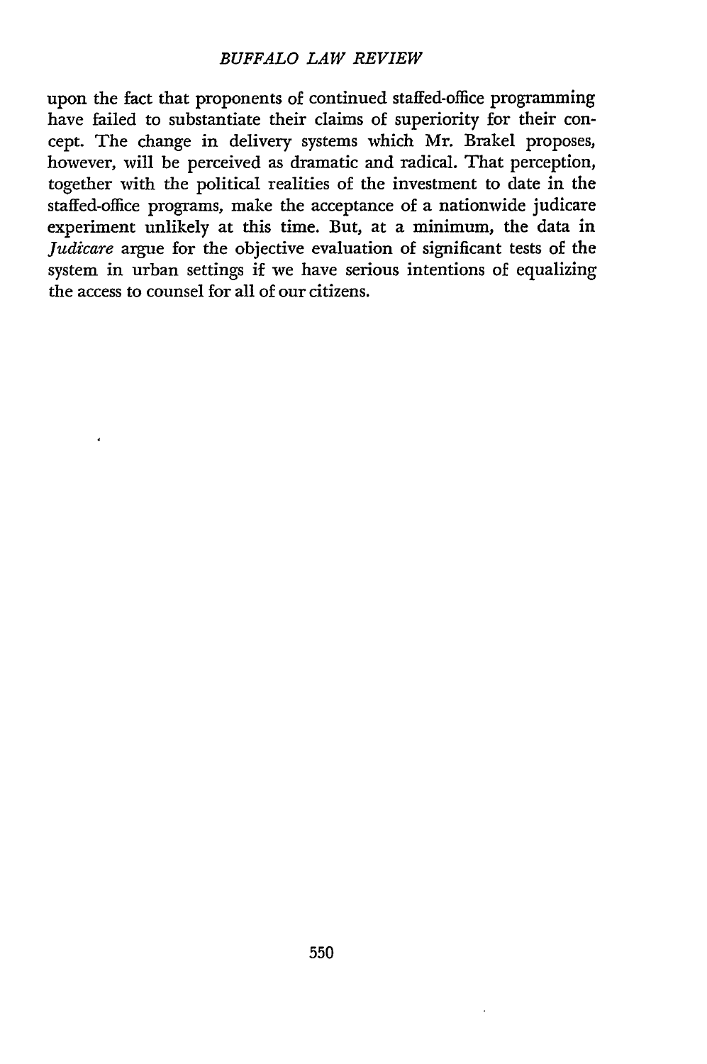upon the fact that proponents of continued staffed-office programming have failed to substantiate their claims of superiority for their concept. The change in delivery systems which Mr. Brakel proposes, however, will be perceived as dramatic and radical. That perception, together with the political realities of the investment to date in the staffed-office programs, make the acceptance of a nationwide judicare experiment unlikely at this time. But, at a minimum, the data in *Judicare* argue for the objective evaluation of significant tests of the system in urban settings if we have serious intentions of equalizing the access to counsel for all of our citizens.